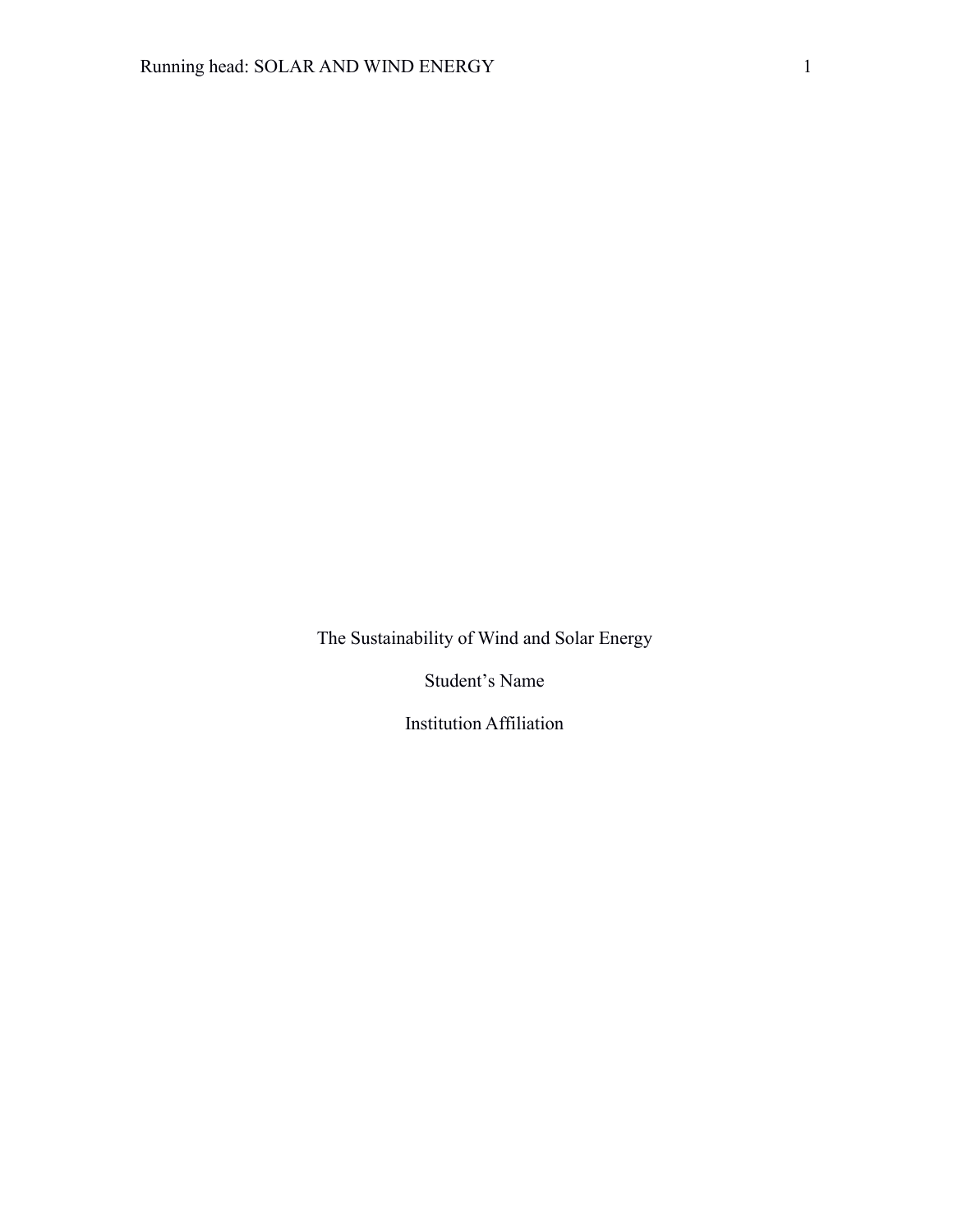The Sustainability of Wind and Solar Energy

Student's Name

Institution Affiliation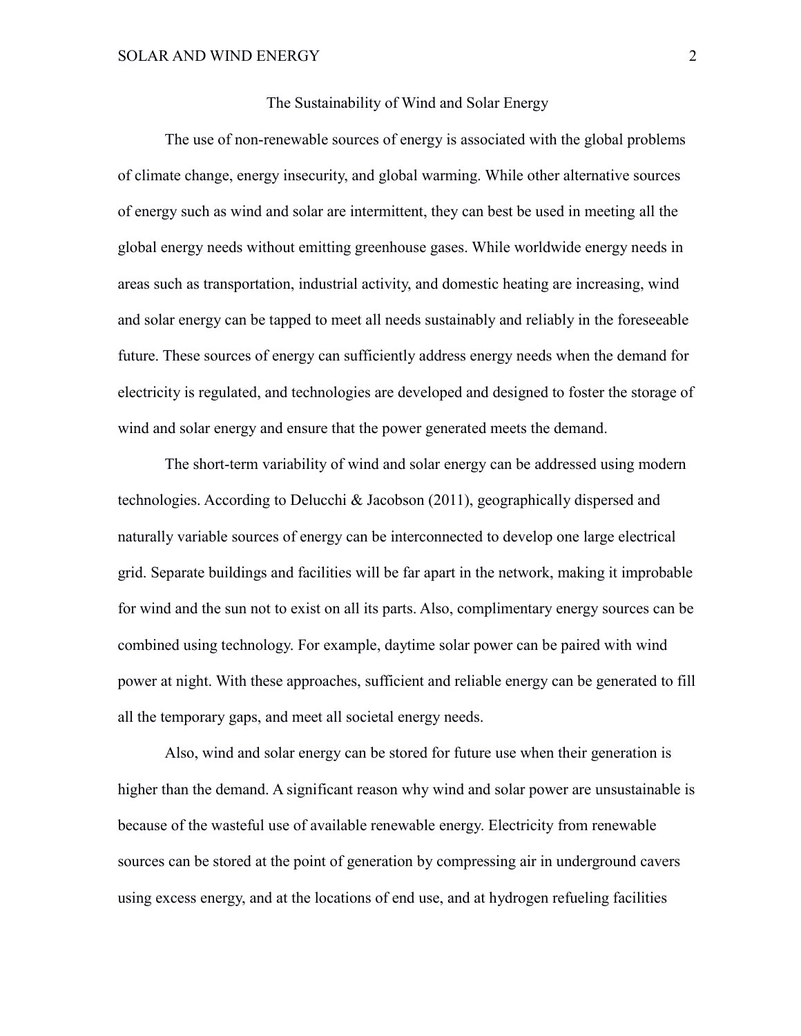# The Sustainability of Wind and Solar Energy

The use of non-renewable sources of energy is associated with the global problems of climate change, energy insecurity, and global warming. While other alternative sources of energy such as wind and solar are intermittent, they can best be used in meeting all the global energy needs without emitting greenhouse gases. While worldwide energy needs in areas such as transportation, industrial activity, and domestic heating are increasing, wind and solar energy can be tapped to meet all needs sustainably and reliably in the foreseeable future. These sources of energy can sufficiently address energy needs when the demand for electricity is regulated, and technologies are developed and designed to foster the storage of wind and solar energy and ensure that the power generated meets the demand.

The short-term variability of wind and solar energy can be addressed using modern technologies. According to Delucchi & Jacobson (2011), geographically dispersed and naturally variable sources of energy can be interconnected to develop one large electrical grid. Separate buildings and facilities will be far apart in the network, making it improbable for wind and the sun not to exist on all its parts. Also, complimentary energy sources can be combined using technology. For example, daytime solar power can be paired with wind power at night. With these approaches, sufficient and reliable energy can be generated to fill all the temporary gaps, and meet all societal energy needs.

Also, wind and solar energy can be stored for future use when their generation is higher than the demand. A significant reason why wind and solar power are unsustainable is because of the wasteful use of available renewable energy. Electricity from renewable sources can be stored at the point of generation by compressing air in underground cavers using excess energy, and at the locations of end use, and at hydrogen refueling facilities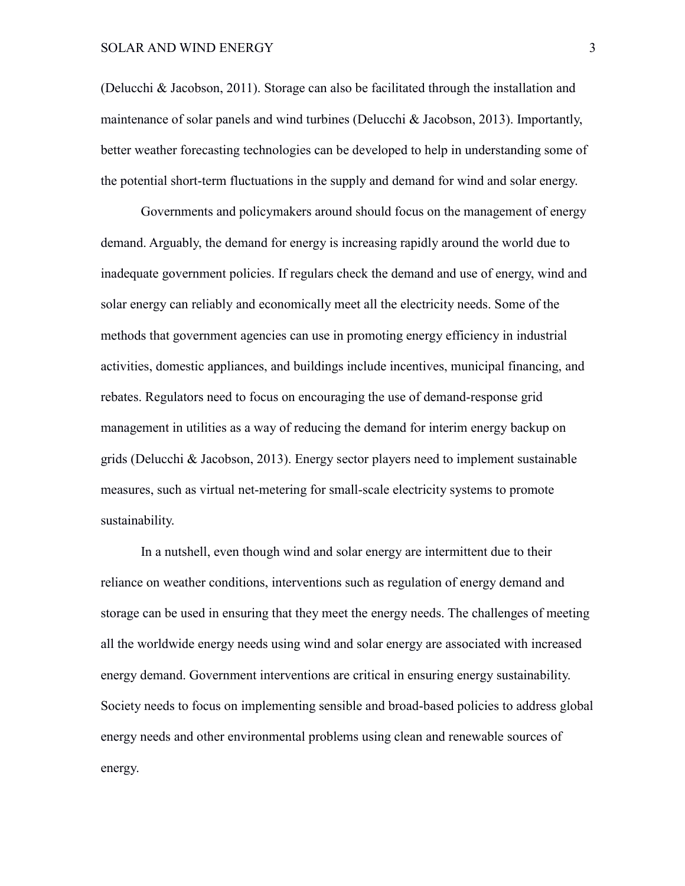(Delucchi & Jacobson, 2011). Storage can also be facilitated through the installation and maintenance of solar panels and wind turbines (Delucchi & Jacobson, 2013). Importantly, better weather forecasting technologies can be developed to help in understanding some of the potential short-term fluctuations in the supply and demand for wind and solar energy.

Governments and policymakers around should focus on the management of energy demand. Arguably, the demand for energy is increasing rapidly around the world due to inadequate government policies. If regulars check the demand and use of energy, wind and solar energy can reliably and economically meet all the electricity needs. Some of the methods that government agencies can use in promoting energy efficiency in industrial activities, domestic appliances, and buildings include incentives, municipal financing, and rebates. Regulators need to focus on encouraging the use of demand-response grid management in utilities as a way of reducing the demand for interim energy backup on grids (Delucchi & Jacobson, 2013). Energy sector players need to implement sustainable measures, such as virtual net-metering for small-scale electricity systems to promote sustainability.

In a nutshell, even though wind and solar energy are intermittent due to their reliance on weather conditions, interventions such as regulation of energy demand and storage can be used in ensuring that they meet the energy needs. The challenges of meeting all the worldwide energy needs using wind and solar energy are associated with increased energy demand. Government interventions are critical in ensuring energy sustainability. Society needs to focus on implementing sensible and broad-based policies to address global energy needs and other environmental problems using clean and renewable sources of energy.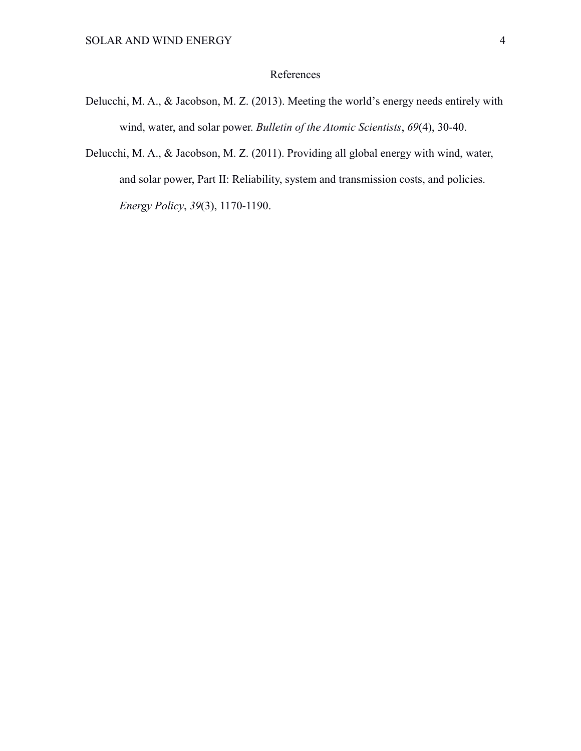# References

Delucchi, M. A., & Jacobson, M. Z. (2013). Meeting the world's energy needs entirely with wind, water, and solar power. *Bulletin of the Atomic Scientists*, *69*(4), 30-40.

Delucchi, M. A., & Jacobson, M. Z. (2011). Providing all global energy with wind, water, and solar power, Part II: Reliability, system and transmission costs, and policies. *Energy Policy*, *39*(3), 1170-1190.